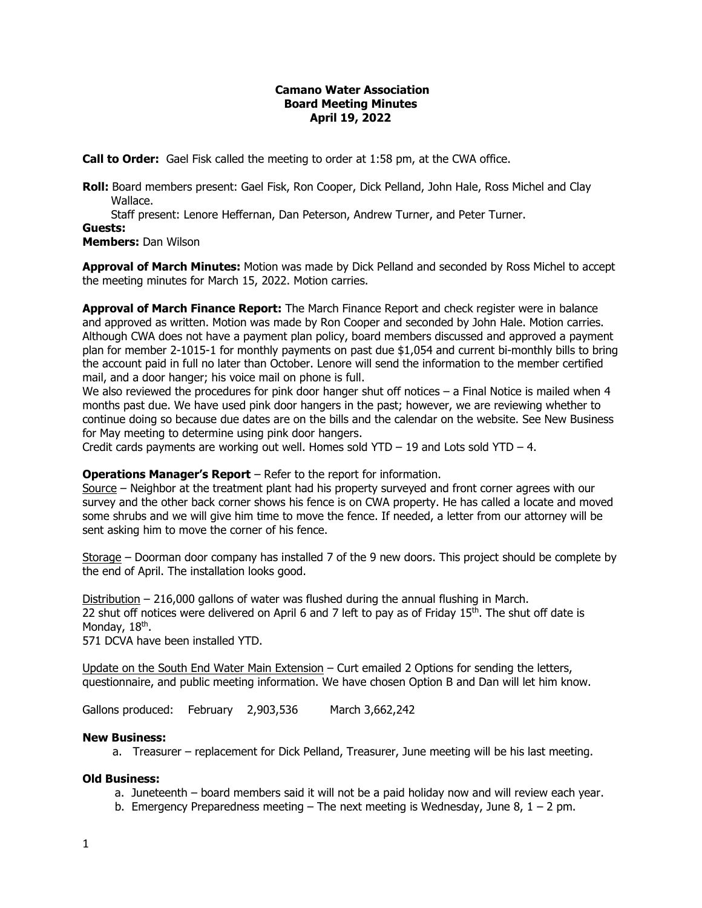**Camano Water Association**
**Board Meeting Minutes**
**April 19, 2022**

**Call to Order:** Gael Fisk called the meeting to order at 1:58 pm, at the CWA office.

**Roll:** Board members present: Gael Fisk, Ron Cooper, Dick Pelland, John Hale, Ross Michel and Clay Wallace.
Staff present: Lenore Heffernan, Dan Peterson, Andrew Turner, and Peter Turner.

**Guests:**

**Members:** Dan Wilson

**Approval of March Minutes:** Motion was made by Dick Pelland and seconded by Ross Michel to accept the meeting minutes for March 15, 2022. Motion carries.

**Approval of March Finance Report:** The March Finance Report and check register were in balance and approved as written. Motion was made by Ron Cooper and seconded by John Hale. Motion carries. Although CWA does not have a payment plan policy, board members discussed and approved a payment plan for member 2-1015-1 for monthly payments on past due $1,054 and current bi-monthly bills to bring the account paid in full no later than October. Lenore will send the information to the member certified mail, and a door hanger; his voice mail on phone is full.

We also reviewed the procedures for pink door hanger shut off notices – a Final Notice is mailed when 4 months past due. We have used pink door hangers in the past; however, we are reviewing whether to continue doing so because due dates are on the bills and the calendar on the website. See New Business for May meeting to determine using pink door hangers.

Credit cards payments are working out well. Homes sold YTD – 19 and Lots sold YTD – 4.

**Operations Manager's Report** – Refer to the report for information.

Source – Neighbor at the treatment plant had his property surveyed and front corner agrees with our survey and the other back corner shows his fence is on CWA property. He has called a locate and moved some shrubs and we will give him time to move the fence. If needed, a letter from our attorney will be sent asking him to move the corner of his fence.

Storage – Doorman door company has installed 7 of the 9 new doors. This project should be complete by the end of April. The installation looks good.

Distribution – 216,000 gallons of water was flushed during the annual flushing in March.
22 shut off notices were delivered on April 6 and 7 left to pay as of Friday 15th. The shut off date is Monday, 18th.
571 DCVA have been installed YTD.

Update on the South End Water Main Extension – Curt emailed 2 Options for sending the letters, questionnaire, and public meeting information. We have chosen Option B and Dan will let him know.

Gallons produced: February 2,903,536 March 3,662,242

**New Business:**

a. Treasurer – replacement for Dick Pelland, Treasurer, June meeting will be his last meeting.

**Old Business:**

a. Juneteenth – board members said it will not be a paid holiday now and will review each year.
b. Emergency Preparedness meeting – The next meeting is Wednesday, June 8, 1 – 2 pm.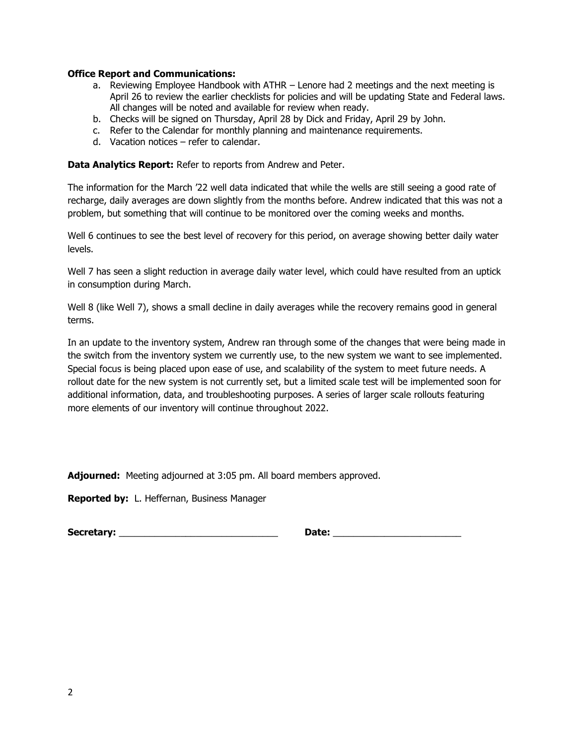**Office Report and Communications:**

a. Reviewing Employee Handbook with ATHR – Lenore had 2 meetings and the next meeting is April 26 to review the earlier checklists for policies and will be updating State and Federal laws. All changes will be noted and available for review when ready.
b. Checks will be signed on Thursday, April 28 by Dick and Friday, April 29 by John.
c. Refer to the Calendar for monthly planning and maintenance requirements.
d. Vacation notices – refer to calendar.

**Data Analytics Report:** Refer to reports from Andrew and Peter.

The information for the March '22 well data indicated that while the wells are still seeing a good rate of recharge, daily averages are down slightly from the months before. Andrew indicated that this was not a problem, but something that will continue to be monitored over the coming weeks and months.

Well 6 continues to see the best level of recovery for this period, on average showing better daily water levels.

Well 7 has seen a slight reduction in average daily water level, which could have resulted from an uptick in consumption during March.

Well 8 (like Well 7), shows a small decline in daily averages while the recovery remains good in general terms.

In an update to the inventory system, Andrew ran through some of the changes that were being made in the switch from the inventory system we currently use, to the new system we want to see implemented. Special focus is being placed upon ease of use, and scalability of the system to meet future needs. A rollout date for the new system is not currently set, but a limited scale test will be implemented soon for additional information, data, and troubleshooting purposes. A series of larger scale rollouts featuring more elements of our inventory will continue throughout 2022.

**Adjourned:** Meeting adjourned at 3:05 pm. All board members approved.

**Reported by:** L. Heffernan, Business Manager

**Secretary:** ______________________________ **Date:** ________________________